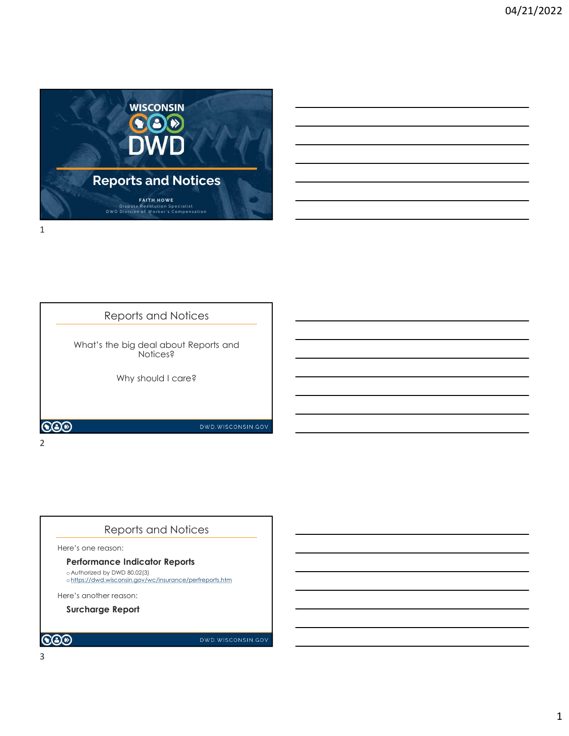# Reports and Notices

**FAITH HOWE**
Dispute Resolution Specialist
DWD Division of Worker's Compensation

## Reports and Notices

What's the big deal about Reports and Notices?

Why should I care?

DWD.WISCONSIN.GOV

## Reports and Notices

Here's one reason:

**Performance Indicator Reports**

- Authorized by DWD 80.02(3)
- https://dwd.wisconsin.gov/wc/insurance/perfreports.htm

Here's another reason:

**Surcharge Report**

DWD.WISCONSIN.GOV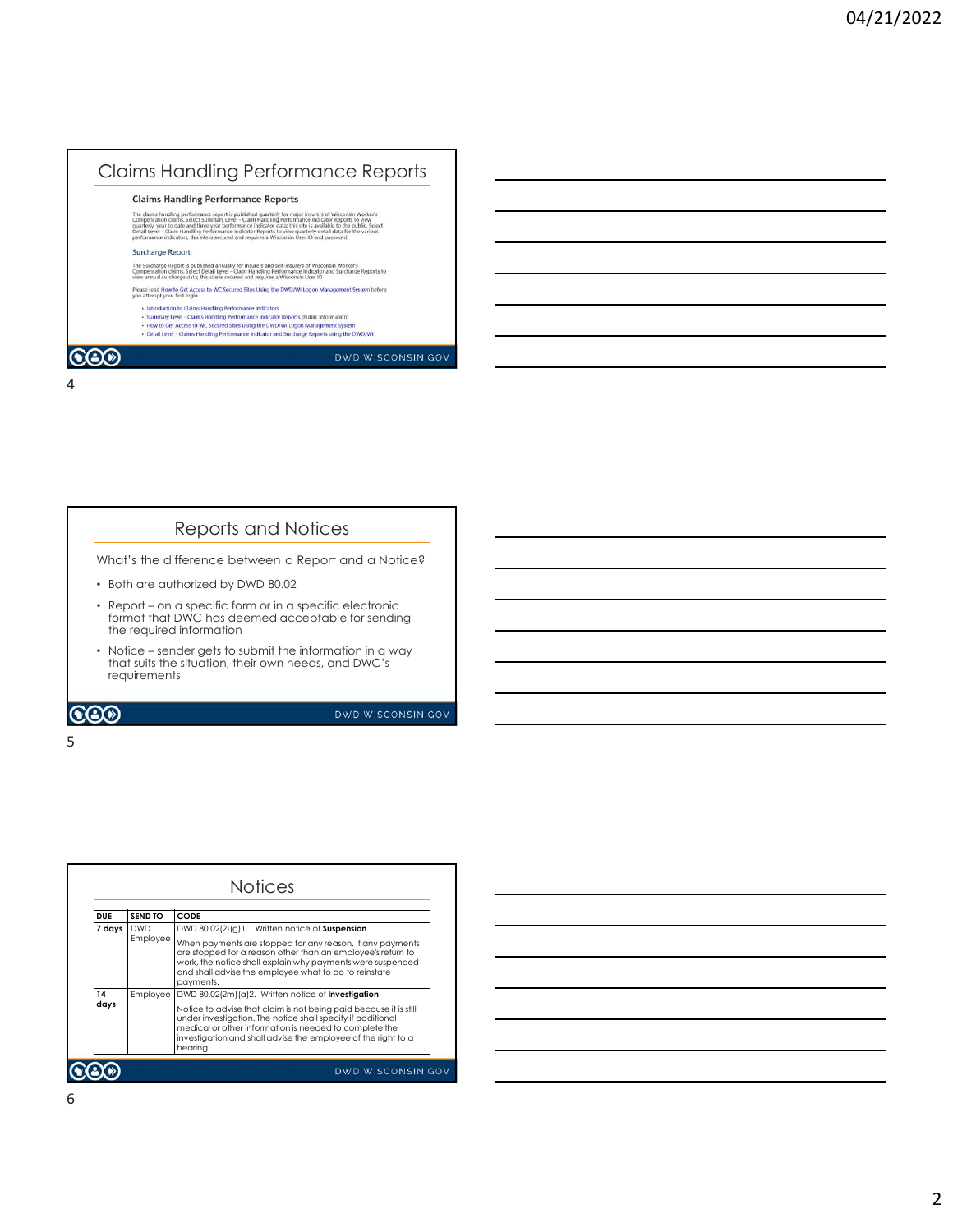# Claims Handling Performance Reports

## Claims Handling Performance Reports

The claims handling performance report is published quarterly for major insurers of Wisconsin Worker's Compensation claims. Select Summary Level - Claim Handling Performance Indicator Reports to view quarterly, year to date and three year performance indicator data; this site is available to the public. Select Detail Level - Claim Handling Performance Indicator Reports to view quarterly detail data for the various performance indicators; this site is secured and requires a Wisconsin User ID and password.

### Surcharge Report

The Surcharge Report is published annually for insurers and self-insurers of Wisconsin Worker's Compensation claims. Select Detail Level - Claim Handling Performance Indicator and Surcharge Reports to view annual surcharge data; this site is secured and requires a Wisconsin User ID.

Please read How to Get Access to WC Secured Sites Using the DWD/WI Logon Management System before you attempt your first login.

- Introduction to Claims Handling Performance Indicators
- Summary Level - Claims Handling Performance Indicator Reports (Public information)
- How to Get Access to WC Secured Sites Using the DWD/WI Logon Management System
- Detail Level - Claims Handling Performance Indicator and Surcharge Reports using the DWD/WI

DWD.WISCONSIN.GOV

# Reports and Notices

What's the difference between a Report and a Notice?

- Both are authorized by DWD 80.02
- Report – on a specific form or in a specific electronic format that DWC has deemed acceptable for sending the required information
- Notice – sender gets to submit the information in a way that suits the situation, their own needs, and DWC's requirements

DWD.WISCONSIN.GOV

# Notices

| DUE | SEND TO | CODE |
|---|---|---|
| 7 days | DWD Employee | DWD 80.02(2)(g)1. Written notice of **Suspension**<br><br>When payments are stopped for any reason. If any payments are stopped for a reason other than an employee's return to work, the notice shall explain why payments were suspended and shall advise the employee what to do to reinstate payments. |
| 14 days | Employee | DWD 80.02(2m)(a)2. Written notice of **Investigation**<br><br>Notice to advise that claim is not being paid because it is still under investigation. The notice shall specify if additional medical or other information is needed to complete the investigation and shall advise the employee of the right to a hearing. |

DWD.WISCONSIN.GOV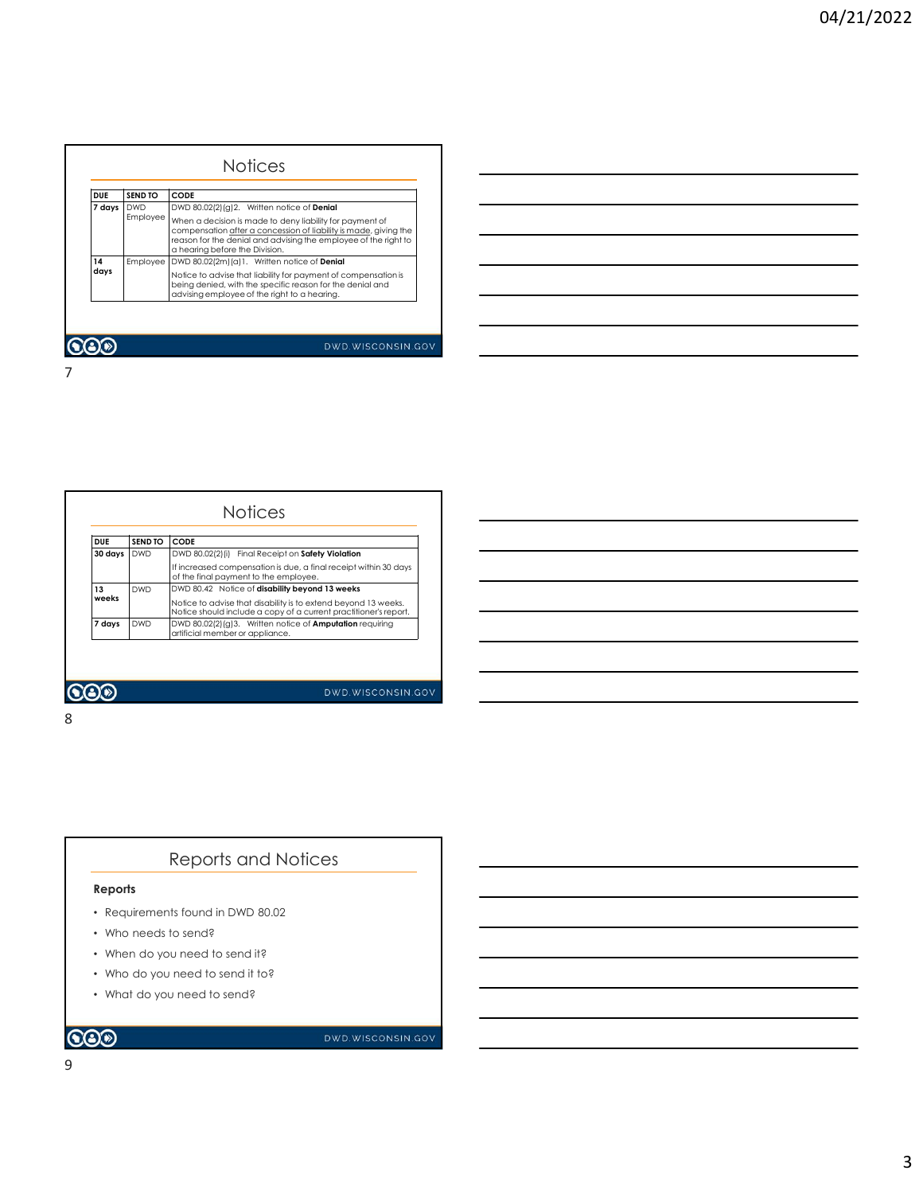## Notices

| DUE | SEND TO | CODE |
| --- | --- | --- |
| 7 days | DWD<br>Employee | DWD 80.02(2)(g)2. Written notice of **Denial**<br>When a decision is made to deny liability for payment of compensation after a concession of liability is made, giving the reason for the denial and advising the employee of the right to a hearing before the Division. |
| 14 days | Employee | DWD 80.02(2m)(a)1. Written notice of **Denial**<br>Notice to advise that liability for payment of compensation is being denied, with the specific reason for the denial and advising employee of the right to a hearing. |

## Notices

| DUE | SEND TO | CODE |
| --- | --- | --- |
| 30 days | DWD | DWD 80.02(2)(i) Final Receipt on **Safety Violation**<br>If increased compensation is due, a final receipt within 30 days of the final payment to the employee. |
| 13 weeks | DWD | DWD 80.42 Notice of **disability beyond 13 weeks**<br>Notice to advise that disability is to extend beyond 13 weeks. Notice should include a copy of a current practitioner's report. |
| 7 days | DWD | DWD 80.02(2)(g)3. Written notice of **Amputation** requiring artificial member or appliance. |

## Reports and Notices

**Reports**

- Requirements found in DWD 80.02
- Who needs to send?
- When do you need to send it?
- Who do you need to send it to?
- What do you need to send?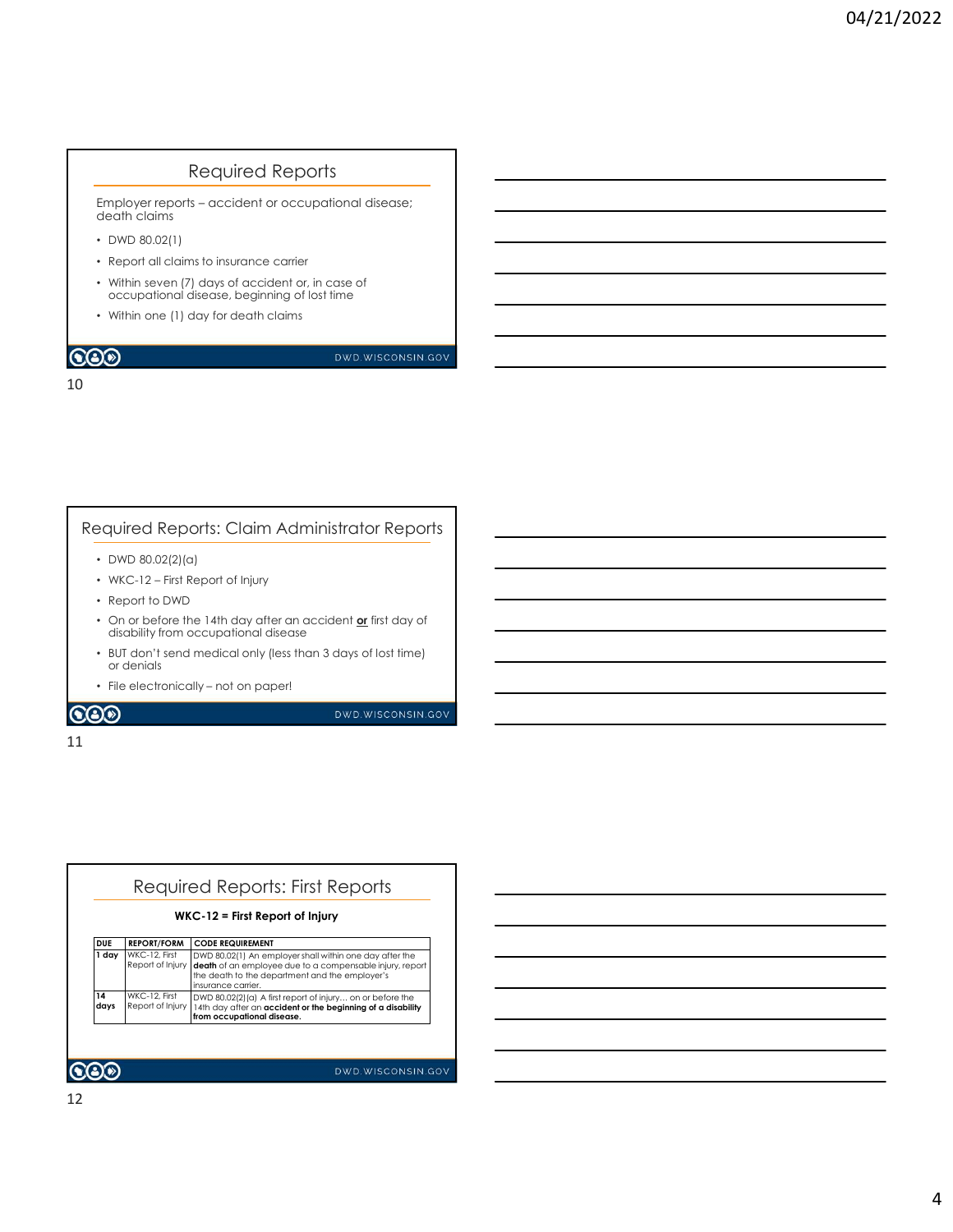## Required Reports

Employer reports – accident or occupational disease; death claims

- DWD 80.02(1)
- Report all claims to insurance carrier
- Within seven (7) days of accident or, in case of occupational disease, beginning of lost time
- Within one (1) day for death claims

## Required Reports: Claim Administrator Reports

- DWD 80.02(2)(a)
- WKC-12 – First Report of Injury
- Report to DWD
- On or before the 14th day after an accident **or** first day of disability from occupational disease
- BUT don't send medical only (less than 3 days of lost time) or denials
- File electronically – not on paper!

## Required Reports: First Reports

**WKC-12 = First Report of Injury**

| DUE | REPORT/FORM | CODE REQUIREMENT |
|---|---|---|
| **1 day** | WKC-12, First Report of Injury | DWD 80.02(1) An employer shall within one day after the **death** of an employee due to a compensable injury, report the death to the department and the employer's insurance carrier. |
| **14 days** | WKC-12, First Report of Injury | DWD 80.02(2)(a) A first report of injury… on or before the 14th day after an **accident or the beginning of a disability from occupational disease.** |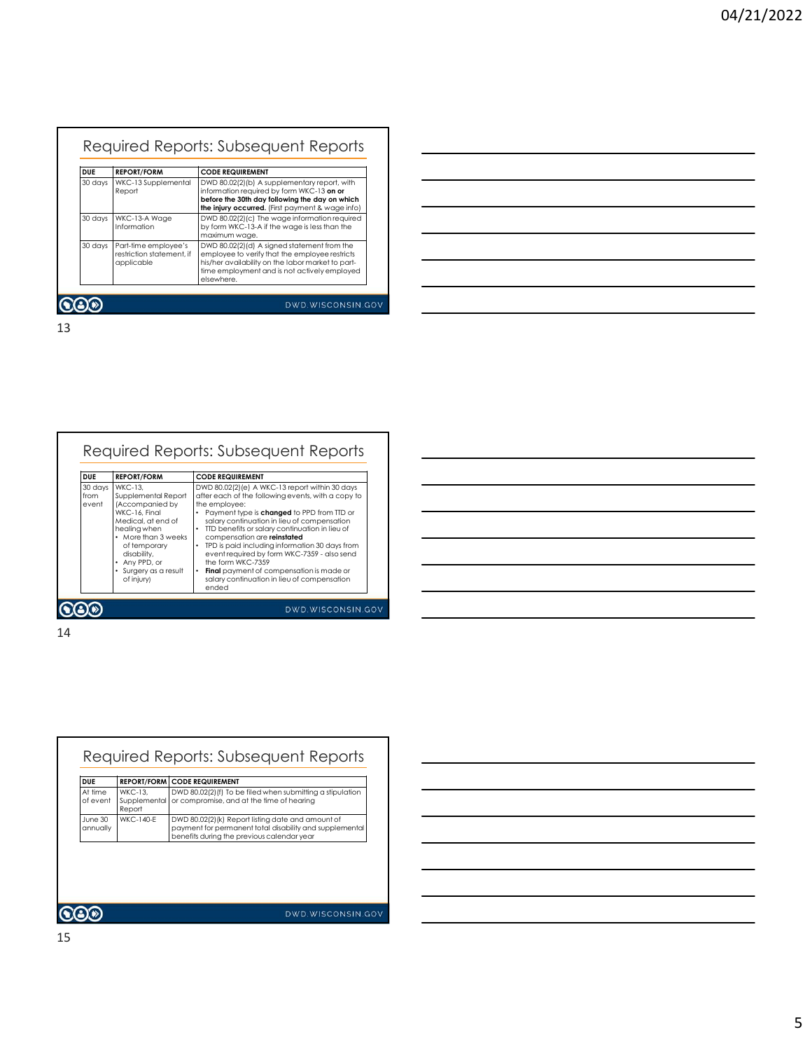## Required Reports: Subsequent Reports

| DUE | REPORT/FORM | CODE REQUIREMENT |
|---|---|---|
| 30 days | WKC-13 Supplemental Report | DWD 80.02(2)(b) A supplementary report, with information required by form WKC-13 **on or before the 30th day following the day on which the injury occurred.** (First payment & wage info) |
| 30 days | WKC-13-A Wage Information | DWD 80.02(2)(c) The wage information required by form WKC-13-A if the wage is less than the maximum wage. |
| 30 days | Part-time employee's restriction statement, if applicable | DWD 80.02(2)(d) A signed statement from the employee to verify that the employee restricts his/her availability on the labor market to part-time employment and is not actively employed elsewhere. |

DWD.WISCONSIN.GOV

13

## Required Reports: Subsequent Reports

| DUE | REPORT/FORM | CODE REQUIREMENT |
|---|---|---|
| 30 days from event | WKC-13, Supplemental Report (Accompanied by WKC-16, Final Medical, at end of healing when<br>• More than 3 weeks of temporary disability,<br>• Any PPD, or<br>• Surgery as a result of injury) | DWD 80.02(2)(e) A WKC-13 report within 30 days after each of the following events, with a copy to the employee:<br>• Payment type is **changed** to PPD from TTD or salary continuation in lieu of compensation<br>• TTD benefits or salary continuation in lieu of compensation are **reinstated**<br>• TPD is paid including information 30 days from event required by form WKC-7359 - also send the form WKC-7359<br>• **Final** payment of compensation is made or salary continuation in lieu of compensation ended |

DWD.WISCONSIN.GOV

14

## Required Reports: Subsequent Reports

| DUE | REPORT/FORM | CODE REQUIREMENT |
|---|---|---|
| At time of event | WKC-13, Supplemental Report | DWD 80.02(2)(f) To be filed when submitting a stipulation or compromise, and at the time of hearing |
| June 30 annually | WKC-140-E | DWD 80.02(2)(k) Report listing date and amount of payment for permanent total disability and supplemental benefits during the previous calendar year |

DWD.WISCONSIN.GOV

15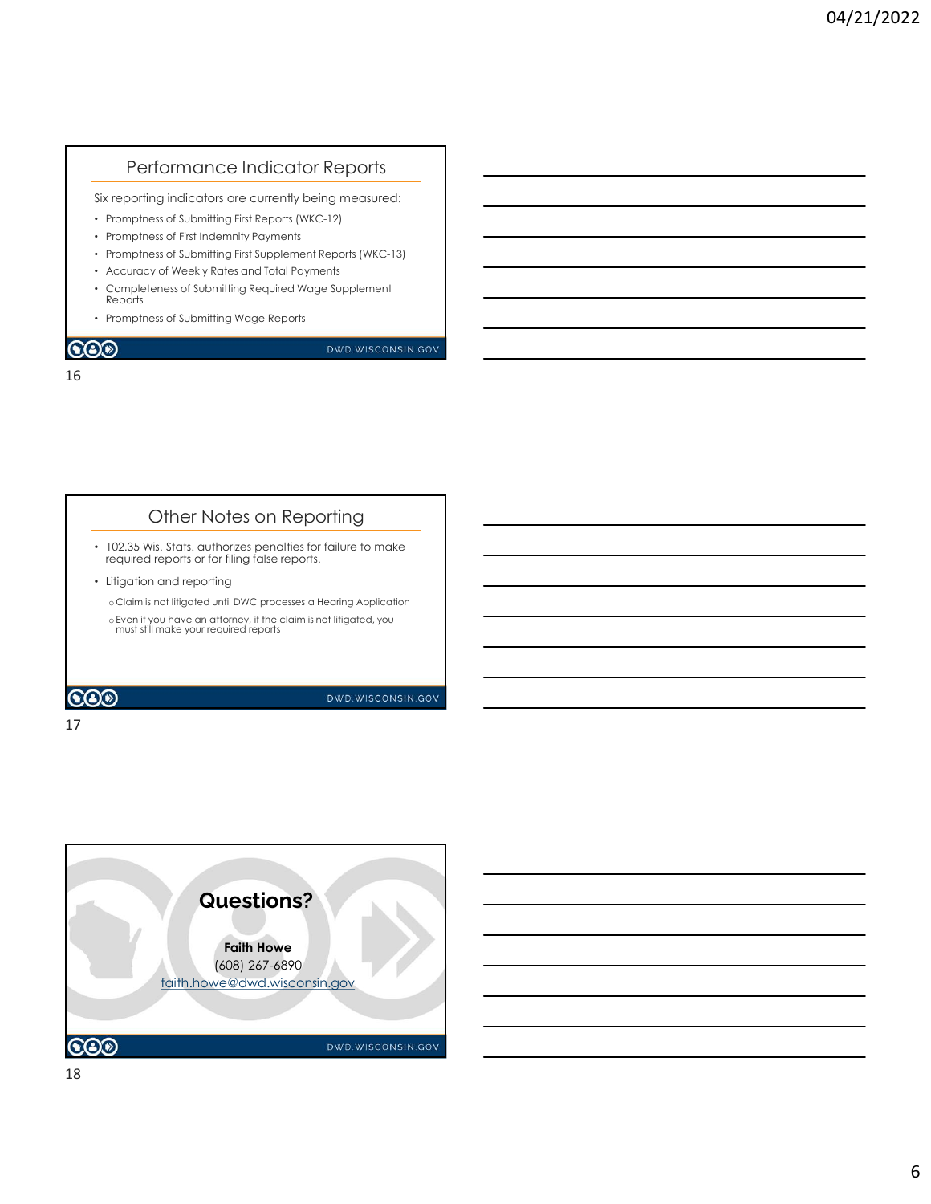## Performance Indicator Reports

Six reporting indicators are currently being measured:

- Promptness of Submitting First Reports (WKC-12)
- Promptness of First Indemnity Payments
- Promptness of Submitting First Supplement Reports (WKC-13)
- Accuracy of Weekly Rates and Total Payments
- Completeness of Submitting Required Wage Supplement Reports
- Promptness of Submitting Wage Reports

DWD.WISCONSIN.GOV

16

## Other Notes on Reporting

- 102.35 Wis. Stats. authorizes penalties for failure to make required reports or for filing false reports.
- Litigation and reporting
  - Claim is not litigated until DWC processes a Hearing Application
  - Even if you have an attorney, if the claim is not litigated, you must still make your required reports

DWD.WISCONSIN.GOV

17

## Questions?

**Faith Howe**
(608) 267-6890
faith.howe@dwd.wisconsin.gov

DWD.WISCONSIN.GOV

18